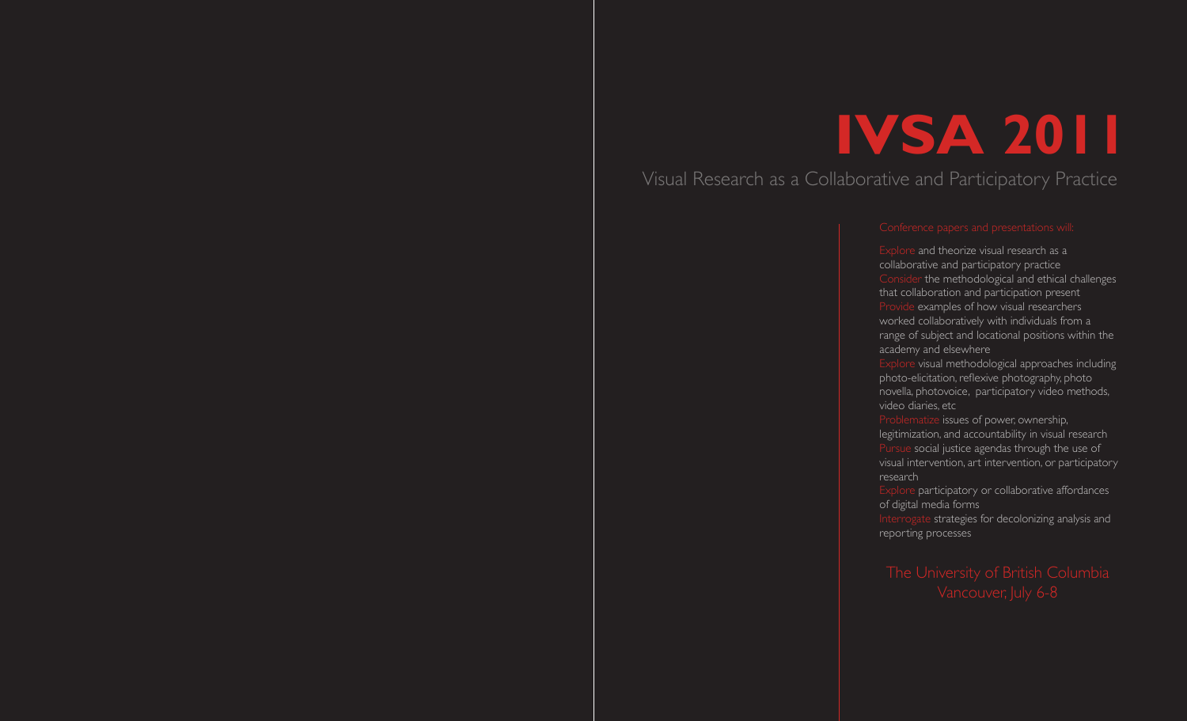# IVSA 2011

## Visual Research as a Collaborative and Participatory Practice

Conference papers and presentations will:

Explore and theorize visual research as a collaborative and participatory practice
Consider the methodological and ethical challenges that collaboration and participation present
Provide examples of how visual researchers worked collaboratively with individuals from a range of subject and locational positions within the academy and elsewhere
Explore visual methodological approaches including photo-elicitation, reflexive photography, photo novella, photovoice, participatory video methods, video diaries, etc
Problematize issues of power, ownership, legitimization, and accountability in visual research
Pursue social justice agendas through the use of visual intervention, art intervention, or participatory research
Explore participatory or collaborative affordances of digital media forms
Interrogate strategies for decolonizing analysis and reporting processes

The University of British Columbia
Vancouver, July 6-8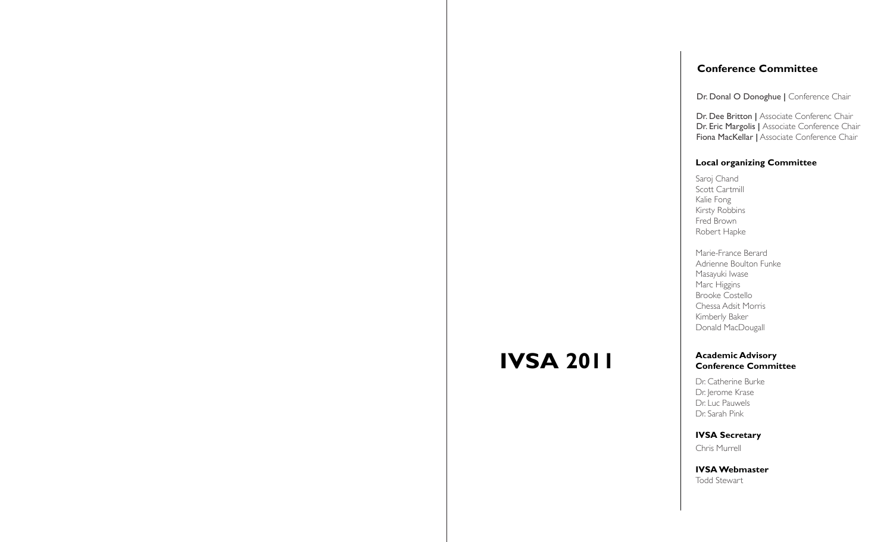# IVSA 2011

## Conference Committee

Dr. Donal O Donoghue | Conference Chair

Dr. Dee Britton | Associate Conferenc Chair
Dr. Eric Margolis | Associate Conference Chair
Fiona MacKellar | Associate Conference Chair

## Local organizing Committee

Saroj Chand
Scott Cartmill
Kalie Fong
Kirsty Robbins
Fred Brown
Robert Hapke

Marie-France Berard
Adrienne Boulton Funke
Masayuki Iwase
Marc Higgins
Brooke Costello
Chessa Adsit Morris
Kimberly Baker
Donald MacDougall

## Academic Advisory Conference Committee

Dr. Catherine Burke
Dr. Jerome Krase
Dr. Luc Pauwels
Dr. Sarah Pink

## IVSA Secretary

Chris Murrell

## IVSA Webmaster

Todd Stewart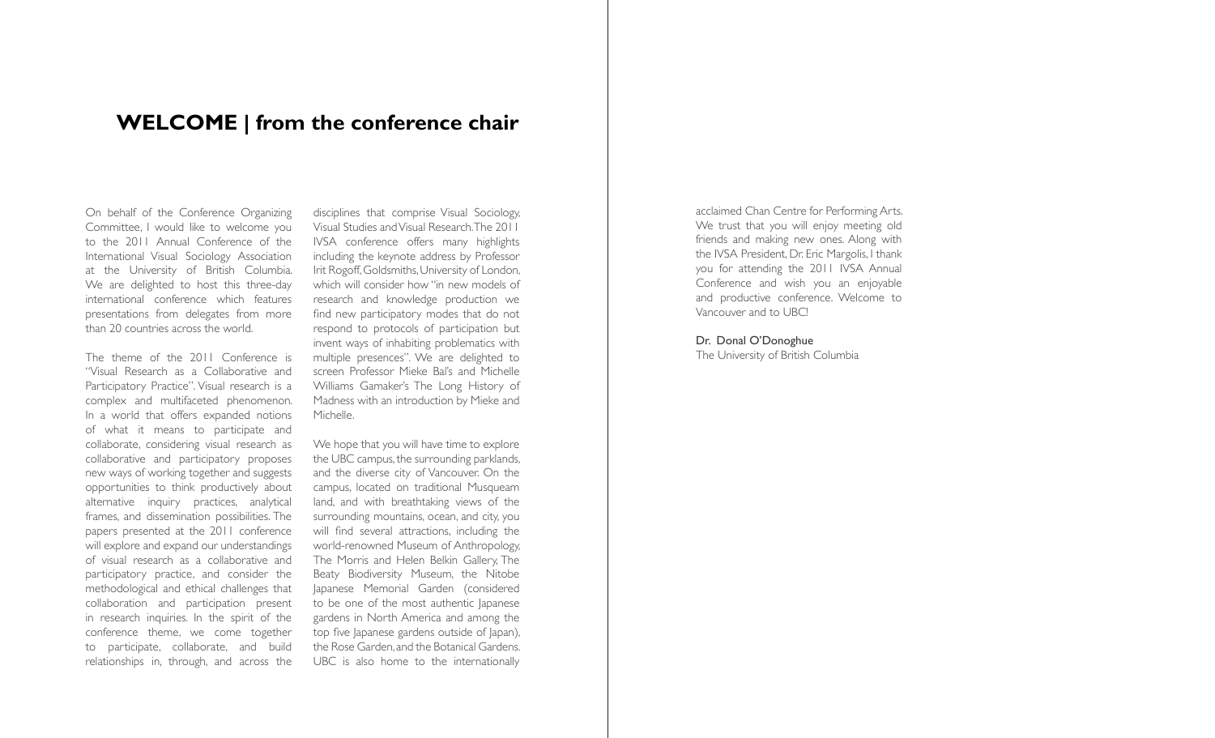# WELCOME | from the conference chair

On behalf of the Conference Organizing Committee, I would like to welcome you to the 2011 Annual Conference of the International Visual Sociology Association at the University of British Columbia. We are delighted to host this three-day international conference which features presentations from delegates from more than 20 countries across the world.

The theme of the 2011 Conference is "Visual Research as a Collaborative and Participatory Practice". Visual research is a complex and multifaceted phenomenon. In a world that offers expanded notions of what it means to participate and collaborate, considering visual research as collaborative and participatory proposes new ways of working together and suggests opportunities to think productively about alternative inquiry practices, analytical frames, and dissemination possibilities. The papers presented at the 2011 conference will explore and expand our understandings of visual research as a collaborative and participatory practice, and consider the methodological and ethical challenges that collaboration and participation present in research inquiries. In the spirit of the conference theme, we come together to participate, collaborate, and build relationships in, through, and across the disciplines that comprise Visual Sociology, Visual Studies and Visual Research. The 2011 IVSA conference offers many highlights including the keynote address by Professor Irit Rogoff, Goldsmiths, University of London, which will consider how "in new models of research and knowledge production we find new participatory modes that do not respond to protocols of participation but invent ways of inhabiting problematics with multiple presences". We are delighted to screen Professor Mieke Bal's and Michelle Williams Gamaker's The Long History of Madness with an introduction by Mieke and Michelle.

We hope that you will have time to explore the UBC campus, the surrounding parklands, and the diverse city of Vancouver. On the campus, located on traditional Musqueam land, and with breathtaking views of the surrounding mountains, ocean, and city, you will find several attractions, including the world-renowned Museum of Anthropology, The Morris and Helen Belkin Gallery, The Beaty Biodiversity Museum, the Nitobe Japanese Memorial Garden (considered to be one of the most authentic Japanese gardens in North America and among the top five Japanese gardens outside of Japan), the Rose Garden, and the Botanical Gardens. UBC is also home to the internationally acclaimed Chan Centre for Performing Arts. We trust that you will enjoy meeting old friends and making new ones. Along with the IVSA President, Dr. Eric Margolis, I thank you for attending the 2011 IVSA Annual Conference and wish you an enjoyable and productive conference. Welcome to Vancouver and to UBC!

Dr. Donal O'Donoghue
The University of British Columbia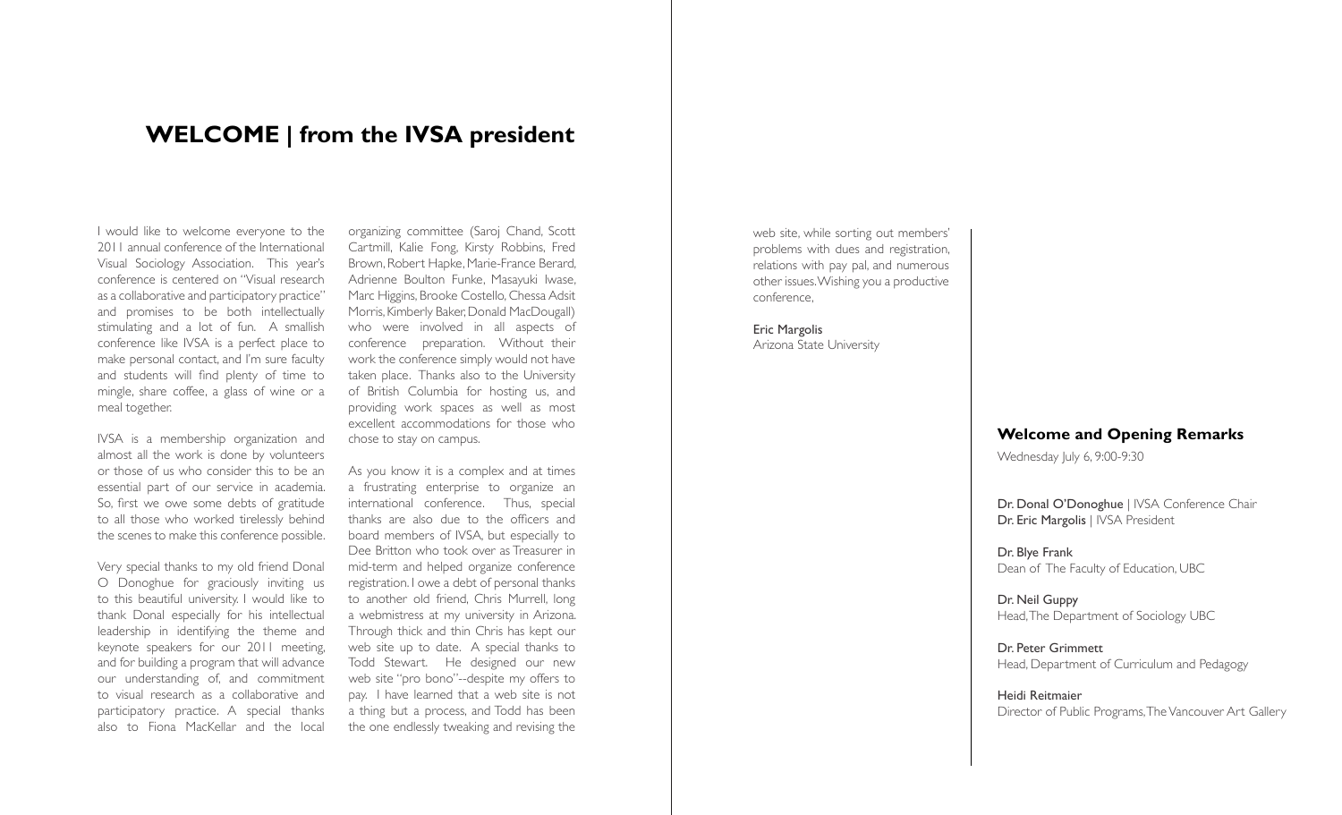# WELCOME | from the IVSA president

I would like to welcome everyone to the 2011 annual conference of the International Visual Sociology Association. This year's conference is centered on "Visual research as a collaborative and participatory practice" and promises to be both intellectually stimulating and a lot of fun. A smallish conference like IVSA is a perfect place to make personal contact, and I'm sure faculty and students will find plenty of time to mingle, share coffee, a glass of wine or a meal together.

IVSA is a membership organization and almost all the work is done by volunteers or those of us who consider this to be an essential part of our service in academia. So, first we owe some debts of gratitude to all those who worked tirelessly behind the scenes to make this conference possible.

Very special thanks to my old friend Donal O Donoghue for graciously inviting us to this beautiful university. I would like to thank Donal especially for his intellectual leadership in identifying the theme and keynote speakers for our 2011 meeting, and for building a program that will advance our understanding of, and commitment to visual research as a collaborative and participatory practice. A special thanks also to Fiona MacKellar and the local organizing committee (Saroj Chand, Scott Cartmill, Kalie Fong, Kirsty Robbins, Fred Brown, Robert Hapke, Marie-France Berard, Adrienne Boulton Funke, Masayuki Iwase, Marc Higgins, Brooke Costello, Chessa Adsit Morris, Kimberly Baker, Donald MacDougall) who were involved in all aspects of conference preparation. Without their work the conference simply would not have taken place. Thanks also to the University of British Columbia for hosting us, and providing work spaces as well as most excellent accommodations for those who chose to stay on campus.

As you know it is a complex and at times a frustrating enterprise to organize an international conference. Thus, special thanks are also due to the officers and board members of IVSA, but especially to Dee Britton who took over as Treasurer in mid-term and helped organize conference registration. I owe a debt of personal thanks to another old friend, Chris Murrell, long a webmistress at my university in Arizona. Through thick and thin Chris has kept our web site up to date. A special thanks to Todd Stewart. He designed our new web site "pro bono"--despite my offers to pay. I have learned that a web site is not a thing but a process, and Todd has been the one endlessly tweaking and revising the web site, while sorting out members' problems with dues and registration, relations with pay pal, and numerous other issues. Wishing you a productive conference,

Eric Margolis
Arizona State University

### Welcome and Opening Remarks

Wednesday July 6, 9:00-9:30

Dr. Donal O'Donoghue | IVSA Conference Chair
Dr. Eric Margolis | IVSA President

Dr. Blye Frank
Dean of The Faculty of Education, UBC

Dr. Neil Guppy
Head, The Department of Sociology UBC

Dr. Peter Grimmett
Head, Department of Curriculum and Pedagogy

Heidi Reitmaier
Director of Public Programs, The Vancouver Art Gallery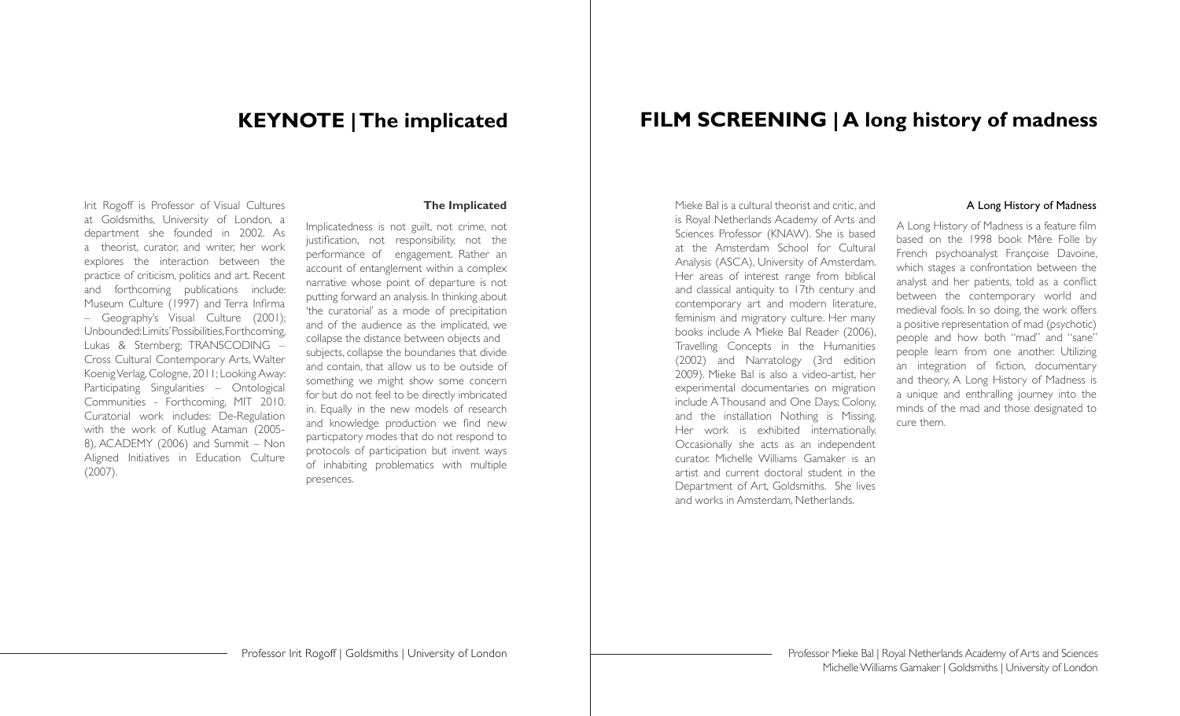## KEYNOTE | The implicated

Irit Rogoff is Professor of Visual Cultures at Goldsmiths, University of London, a department she founded in 2002. As a theorist, curator, and writer, her work explores the interaction between the practice of criticism, politics and art. Recent and forthcoming publications include: Museum Culture (1997) and Terra Infirma – Geography's Visual Culture (2001); Unbounded: Limits' Possibilities, Forthcoming, Lukas & Sternberg; TRANSCODING – Cross Cultural Contemporary Arts, Walter Koenig Verlag, Cologne, 2011; Looking Away: Participating Singularities – Ontological Communities - Forthcoming, MIT 2010. Curatorial work includes: De-Regulation with the work of Kutlug Ataman (2005-8), ACADEMY (2006) and Summit – Non Aligned Initiatives in Education Culture (2007).

**The Implicated**

Implicatedness is not guilt, not crime, not justification, not responsibility, not the performance of engagement. Rather an account of entanglement within a complex narrative whose point of departure is not putting forward an analysis. In thinking about 'the curatorial' as a mode of precipitation and of the audience as the implicated, we collapse the distance between objects and subjects, collapse the boundaries that divide and contain, that allow us to be outside of something we might show some concern for but do not feel to be directly imbricated in. Equally in the new models of research and knowledge production we find new particpatory modes that do not respond to protocols of participation but invent ways of inhabiting problematics with multiple presences.

Professor Irit Rogoff | Goldsmiths | University of London

## FILM SCREENING | A long history of madness

Mieke Bal is a cultural theorist and critic, and is Royal Netherlands Academy of Arts and Sciences Professor (KNAW). She is based at the Amsterdam School for Cultural Analysis (ASCA), University of Amsterdam. Her areas of interest range from biblical and classical antiquity to 17th century and contemporary art and modern literature, feminism and migratory culture. Her many books include A Mieke Bal Reader (2006), Travelling Concepts in the Humanities (2002) and Narratology (3rd edition 2009). Mieke Bal is also a video-artist, her experimental documentaries on migration include A Thousand and One Days; Colony, and the installation Nothing is Missing. Her work is exhibited internationally. Occasionally she acts as an independent curator. Michelle Williams Gamaker is an artist and current doctoral student in the Department of Art, Goldsmiths. She lives and works in Amsterdam, Netherlands.

**A Long History of Madness**

A Long History of Madness is a feature film based on the 1998 book Mère Folle by French psychoanalyst Françoise Davoine, which stages a confrontation between the analyst and her patients, told as a conflict between the contemporary world and medieval fools. In so doing, the work offers a positive representation of mad (psychotic) people and how both "mad" and "sane" people learn from one another. Utilizing an integration of fiction, documentary and theory, A Long History of Madness is a unique and enthralling journey into the minds of the mad and those designated to cure them.

Professor Mieke Bal | Royal Netherlands Academy of Arts and Sciences
Michelle Williams Gamaker | Goldsmiths | University of London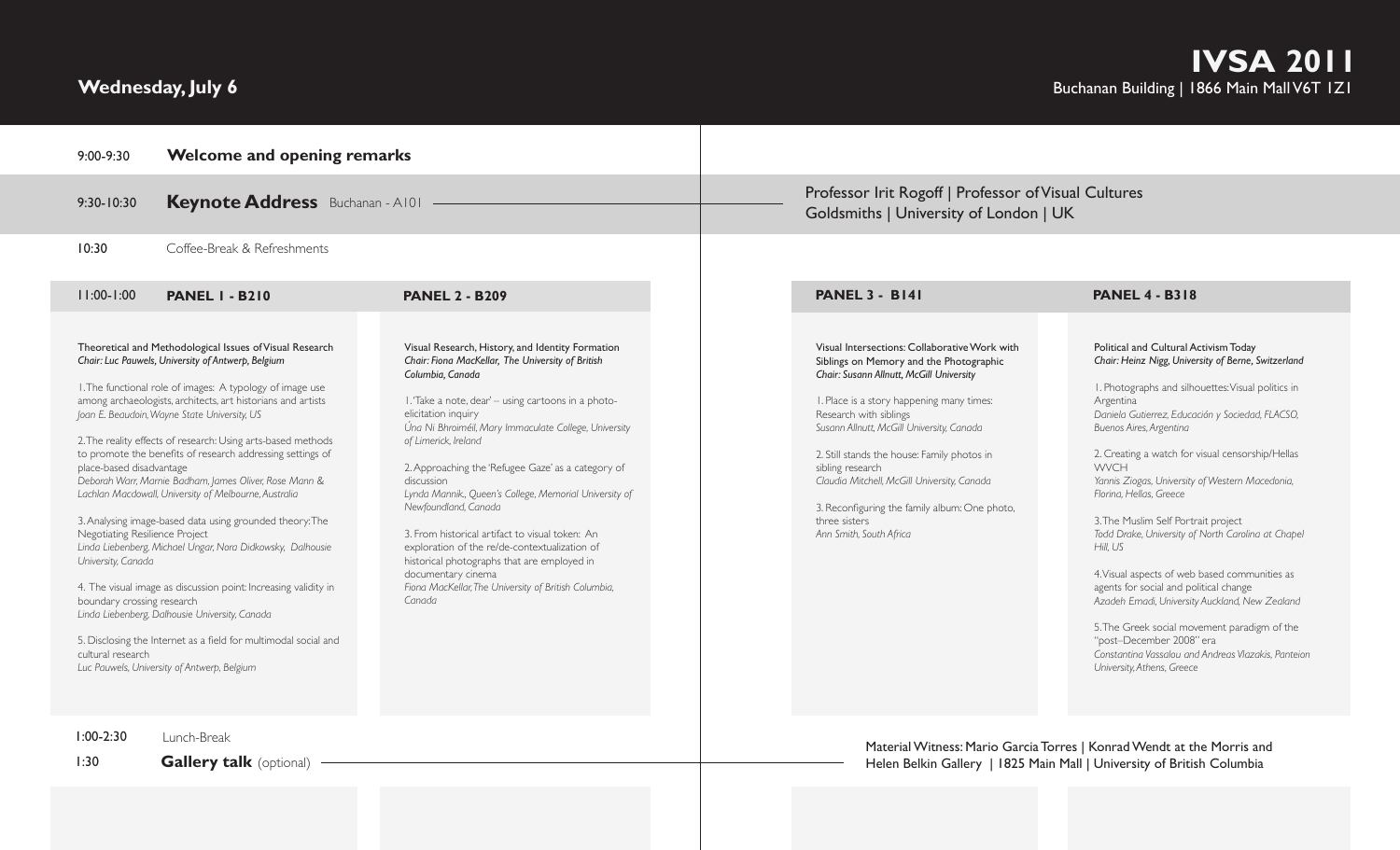# Wednesday, July 6

**IVSA 2011**
Buchanan Building | 1866 Main Mall V6T 1Z1

9:00-9:30 **Welcome and opening remarks**

9:30-10:30 **Keynote Address** Buchanan - A101 — Professor Irit Rogoff | Professor of Visual Cultures, Goldsmiths | University of London | UK

10:30 Coffee-Break & Refreshments

11:00-1:00

## PANEL 1 - B210

Theoretical and Methodological Issues of Visual Research
*Chair: Luc Pauwels, University of Antwerp, Belgium*

1. The functional role of images: A typology of image use among archaeologists, architects, art historians and artists
*Joan E. Beaudoin, Wayne State University, US*

2. The reality effects of research: Using arts-based methods to promote the benefits of research addressing settings of place-based disadvantage
*Deborah Warr, Marnie Badham, James Oliver, Rose Mann & Lachlan Macdowall, University of Melbourne, Australia*

3. Analysing image-based data using grounded theory: The Negotiating Resilience Project
*Linda Liebenberg, Michael Ungar, Nora Didkowsky, Dalhousie University, Canada*

4. The visual image as discussion point: Increasing validity in boundary crossing research
*Linda Liebenberg, Dalhousie University, Canada*

5. Disclosing the Internet as a field for multimodal social and cultural research
*Luc Pauwels, University of Antwerp, Belgium*

## PANEL 2 - B209

Visual Research, History, and Identity Formation
*Chair: Fiona MacKellar, The University of British Columbia, Canada*

1. 'Take a note, dear' – using cartoons in a photo-elicitation inquiry
*Úna Ní Bhroiméil, Mary Immaculate College, University of Limerick, Ireland*

2. Approaching the 'Refugee Gaze' as a category of discussion
*Lynda Mannik., Queen's College, Memorial University of Newfoundland, Canada*

3. From historical artifact to visual token: An exploration of the re/de-contextualization of historical photographs that are employed in documentary cinema
*Fiona MacKellar, The University of British Columbia, Canada*

## PANEL 3 - B141

Visual Intersections: Collaborative Work with Siblings on Memory and the Photographic
*Chair: Susann Allnutt, McGill University*

1. Place is a story happening many times: Research with siblings
*Susann Allnutt, McGill University, Canada*

2. Still stands the house: Family photos in sibling research
*Claudia Mitchell, McGill University, Canada*

3. Reconfiguring the family album: One photo, three sisters
*Ann Smith, South Africa*

## PANEL 4 - B318

Political and Cultural Activism Today
*Chair: Heinz Nigg, University of Berne, Switzerland*

1. Photographs and silhouettes: Visual politics in Argentina
*Daniela Gutierrez, Educación y Sociedad, FLACSO, Buenos Aires, Argentina*

2. Creating a watch for visual censorship/Hellas WVCH
*Yannis Ziogas, University of Western Macedonia, Florina, Hellas, Greece*

3. The Muslim Self Portrait project
*Todd Drake, University of North Carolina at Chapel Hill, US*

4. Visual aspects of web based communities as agents for social and political change
*Azadeh Emadi, University Auckland, New Zealand*

5. The Greek social movement paradigm of the "post–December 2008" era
*Constantina Vassalou and Andreas Vlazakis, Panteion University, Athens, Greece*

1:00-2:30 Lunch-Break

1:30 **Gallery talk** (optional) — Material Witness: Mario Garcia Torres | Konrad Wendt at the Morris and Helen Belkin Gallery | 1825 Main Mall | University of British Columbia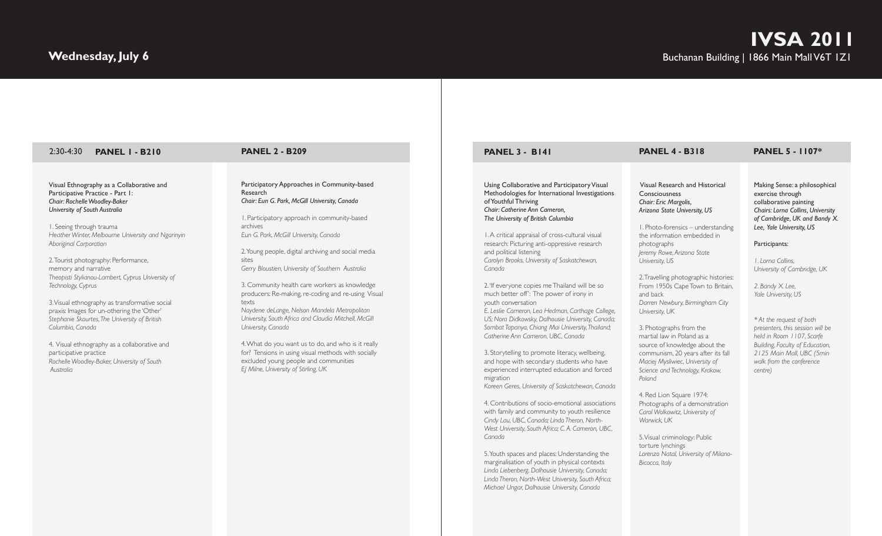## Wednesday, July 6

# IVSA 2011

Buchanan Building | 1866 Main Mall V6T 1Z1

### 2:30-4:30 PANEL 1 - B210

Visual Ethnography as a Collaborative and Participative Practice - Part 1:
*Chair: Rochelle Woodley-Baker*
*University of South Australia*

1. Seeing through trauma
*Heather Winter, Melbourne University and Ngarinyin Aboriginal Corporation*

2. Tourist photography: Performance, memory and narrative
*Theopisti Stylianou-Lambert, Cyprus University of Technology, Cyprus*

3. Visual ethnography as transformative social praxis: Images for un-othering the 'Other'
*Stephanie Skourtes, The University of British Columbia, Canada*

4. Visual ethnography as a collaborative and participative practice
*Rochelle Woodley-Baker, University of South Australia*

### PANEL 2 - B209

Participatory Approaches in Community-based Research
*Chair: Eun G. Park, McGill University, Canada*

1. Participatory approach in community-based archives
*Eun G. Park, McGill University, Canada*

2. Young people, digital archiving and social media sites
*Gerry Bloustien, University of Southern Australia*

3. Community health care workers as knowledge producers: Re-making, re-coding and re-using Visual texts
*Naydene deLange, Nelson Mandela Metropolitan University, South Africa and Claudia Mitchell, McGill University, Canada*

4. What do you want us to do, and who is it really for? Tensions in using visual methods with socially excluded young people and communities
*EJ Milne, University of Stirling, UK*

### PANEL 3 - B141

Using Collaborative and Participatory Visual Methodologies for International Investigations of Youthful Thriving
*Chair: Catherine Ann Cameron, The University of British Columbia*

1. A critical appraisal of cross-cultural visual research: Picturing anti-oppressive research and political listening
*Carolyn Brooks, University of Saskatchewan, Canada*

2. 'If everyone copies me Thailand will be so much better off': The power of irony in youth conversation
*E. Leslie Cameron, Lea Hedman, Carthage College, US; Nora Didkowsky, Dalhousie University, Canada; Sombat Tapanya, Chiang Mai University, Thailand; Catherine Ann Cameron, UBC, Canada*

3. Storytelling to promote literacy, wellbeing, and hope with secondary students who have experienced interrupted education and forced migration
*Koreen Geres, University of Saskatchewan, Canada*

4. Contributions of socio-emotional associations with family and community to youth resilience
*Cindy Lau, UBC, Canada; Linda Theron, North-West University, South Africa; C. A. Cameron, UBC, Canada*

5. Youth spaces and places: Understanding the marginalisation of youth in physical contexts
*Linda Liebenberg, Dalhousie University, Canada; Linda Theron, North-West University, South Africa; Michael Ungar, Dalhousie University, Canada*

### PANEL 4 - B318

Visual Research and Historical Consciousness
*Chair: Eric Margolis, Arizona State University, US*

1. Photo-forensics – understanding the information embedded in photographs
*Jeremy Rowe, Arizona State University, US*

2. Travelling photographic histories: From 1950s Cape Town to Britain, and back
*Darren Newbury, Birmingham City University, UK*

3. Photographs from the martial law in Poland as a source of knowledge about the communism, 20 years after its fall
*Maciej Mysliwiec, University of Science and Technology, Krakow, Poland*

4. Red Lion Square 1974: Photographs of a demonstration
*Carol Wolkowitz, University of Warwick, UK*

5. Visual criminology: Public torture lynchings
*Lorenzo Natal, University of Milano-Bicocca, Italy*

### PANEL 5 - 1107*

Making Sense: a philosophical exercise through collaborative painting
*Chairs: Lorna Collins, University of Cambridge, UK and Bandy X. Lee, Yale University, US*

Participants:

*1. Lorna Collins, University of Cambridge, UK*

*2. Bandy X. Lee, Yale University, US*

** At the request of both presenters, this session will be held in Room 1107, Scarfe Building, Faculty of Education, 2125 Main Mall, UBC (5min walk from the conference centre)*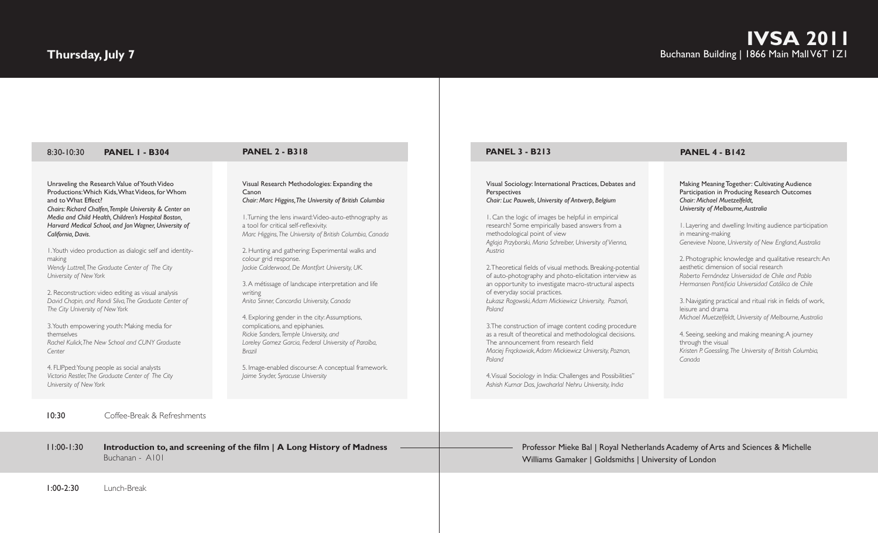## Thursday, July 7

**IVSA 2011**
Buchanan Building | 1866 Main Mall V6T 1Z1

### 8:30-10:30

### PANEL 1 - B304

Unraveling the Research Value of Youth Video Productions: Which Kids, What Videos, for Whom and to What Effect?
*Chairs: Richard Chalfen, Temple University & Center on Media and Child Health, Children's Hospital Boston, Harvard Medical School, and Jon Wagner, University of California, Davis.*

1. Youth video production as dialogic self and identity-making
*Wendy Luttrell, The Graduate Center of The City University of New York*

2. Reconstruction: video editing as visual analysis
*David Chapin, and Rondi Silva, The Graduate Center of The City University of New York*

3. Youth empowering youth: Making media for themselves
*Rachel Kulick, The New School and CUNY Graduate Center*

4. FLIPped: Young people as social analysts
*Victoria Restler, The Graduate Center of The City University of New York*

### PANEL 2 - B318

Visual Research Methodologies: Expanding the Canon
*Chair: Marc Higgins, The University of British Columbia*

1. Turning the lens inward: Video-auto-ethnography as a tool for critical self-reflexivity.
*Marc Higgins, The University of British Columbia, Canada*

2. Hunting and gathering: Experimental walks and colour grid response.
*Jackie Calderwood, De Montfort University, UK.*

3. A métissage of landscape interpretation and life writing
*Anita Sinner, Concordia University, Canada*

4. Exploring gender in the city: Assumptions, complications, and epiphanies.
*Rickie Sanders, Temple University, and Loreley Gomez Garcia, Federal University of Paraiba, Brazil*

5. Image-enabled discourse: A conceptual framework.
*Jaime Snyder, Syracuse University*

### PANEL 3 - B213

Visual Sociology: International Practices, Debates and Perspectives
*Chair: Luc Pauwels, University of Antwerp, Belgium*

1. Can the logic of images be helpful in empirical research? Some empirically based answers from a methodological point of view
*Aglaja Przyborski, Maria Schreiber, University of Vienna, Austria*

2. Theoretical fields of visual methods. Breaking-potential of auto-photography and photo-elicitation interview as an opportunity to investigate macro-structural aspects of everyday social practices.
*Łukasz Rogowski, Adam Mickiewicz University, Poznań, Poland*

3. The construction of image content coding procedure as a result of theoretical and methodological decisions. The announcement from research field
*Maciej Frąckowiak, Adam Mickiewicz University, Poznan, Poland*

4. Visual Sociology in India: Challenges and Possibilities"
*Ashish Kumar Das, Jawaharlal Nehru University, India*

### PANEL 4 - B142

Making Meaning Together: Cultivating Audience Participation in Producing Research Outcomes
*Chair: Michael Muetzelfeldt, University of Melbourne, Australia*

1. Layering and dwelling: Inviting audience participation in meaning-making
*Genevieve Noone, University of New England, Australia*

2. Photographic knowledge and qualitative research: An aesthetic dimension of social research
*Roberto Fernández Universidad de Chile and Pablo Hermansen Pontificia Universidad Católica de Chile*

3. Navigating practical and ritual risk in fields of work, leisure and drama
*Michael Muetzelfeldt, University of Melbourne, Australia*

4. Seeing, seeking and making meaning: A journey through the visual
*Kristen P. Goessling, The University of British Columbia, Canada*

### 10:30
Coffee-Break & Refreshments

### 11:00-1:30
**Introduction to, and screening of the film | A Long History of Madness**
Buchanan - A101

Professor Mieke Bal | Royal Netherlands Academy of Arts and Sciences & Michelle Williams Gamaker | Goldsmiths | University of London

### 1:00-2:30
Lunch-Break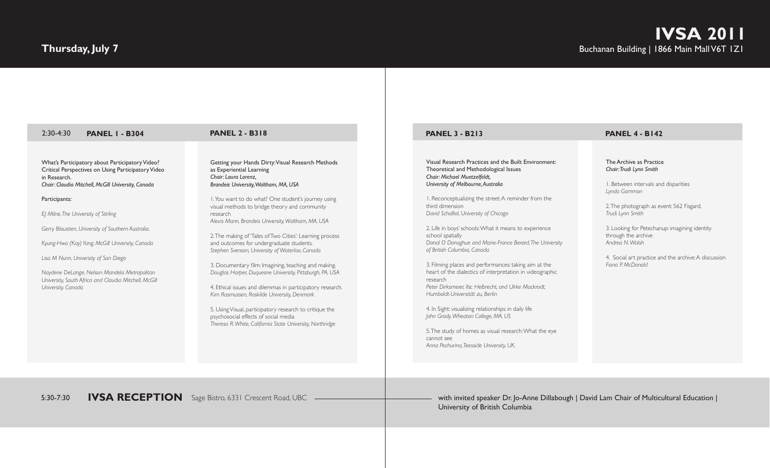## Thursday, July 7

**IVSA 2011**
Buchanan Building | 1866 Main Mall V6T 1Z1

### 2:30-4:30

### PANEL 1 - B304

What's Participatory about Participatory Video? Critical Perspectives on Using Participatory Video in Research.
*Chair: Claudia Mitchell, McGill University, Canada*

Participants:

*EJ Milne, The University of Stirling*

*Gerry Bloustien, University of Southern Australia.*

*Kyung-Hwa (Kay) Yang, McGill University, Canada*

*Lisa M Nunn, University of San Diego*

*Naydene DeLange, Nelson Mandela Metropolitan University, South Africa and Claudia Mitchell, McGill University. Canada*

### PANEL 2 - B318

Getting your Hands Dirty: Visual Research Methods as Experiential Learning
*Chair: Laura Lorenz, Brandeis University, Waltham, MA, USA*

1. You want to do what? One student's journey using visual methods to bridge theory and community research
*Alexis Mann, Brandeis University, Waltham, MA, USA*

2. The making of 'Tales of Two Cities': Learning process and outcomes for undergraduate students.
*Stephen Svenson, University of Waterloo, Canada*

3. Documentary film: Imagining, teaching and making.
*Douglas Harper, Duquesne University, Pittsburgh, PA, USA*

4. Ethical issues and dilemmas in participatory research.
*Kim Rasmussen, Roskilde University, Denmark*

5. Using Visual, participatory research to critique the psychosocial effects of social media
*Theresa R. White, California State University, Northridge*

### PANEL 3 - B213

Visual Research Practices and the Built Environment: Theoretical and Methodological Issues
*Chair: Michael Muetzelfeldt, University of Melbourne, Australia*

1. Reconceptualizing the street: A reminder from the third dimension
*David Schalliol, University of Chicago*

2. Life in boys' schools: What it means to experience school spatially
*Donal O Donoghue and Marie-France Berard, The University of British Columbia, Canada*

3. Filming places and performances: taking aim at the heart of the dialectics of interpretation in videographic research
*Peter Dirksmeier, Ilse Helbrecht, and Ulrke Mackrodt, Humboldt-Universität zu, Berlin*

4. In Sight: visualizing relationships in daily life
*John Grady, Wheaton College, MA, US*

5. The study of homes as visual research: What the eye cannot see
*Anna Pechurina, Teesside University, UK.*

### PANEL 4 - B142

The Archive as Practice
*Chair: Trudi Lynn Smith*

1. Between intervals and disparities
*Lynda Gammon*

2. The photograph as event: 562 Fisgard.
*Trudi Lynn Smith*

3. Looking for Petechanup: imagining identity through the archive
*Andrea N. Walsh*

4. Social art practice and the archive: A discussion
*Fiona P. McDonald*

### 5:30-7:30 IVSA RECEPTION

Sage Bistro, 6331 Crescent Road, UBC with invited speaker Dr. Jo-Anne Dillabough | David Lam Chair of Multicultural Education | University of British Columbia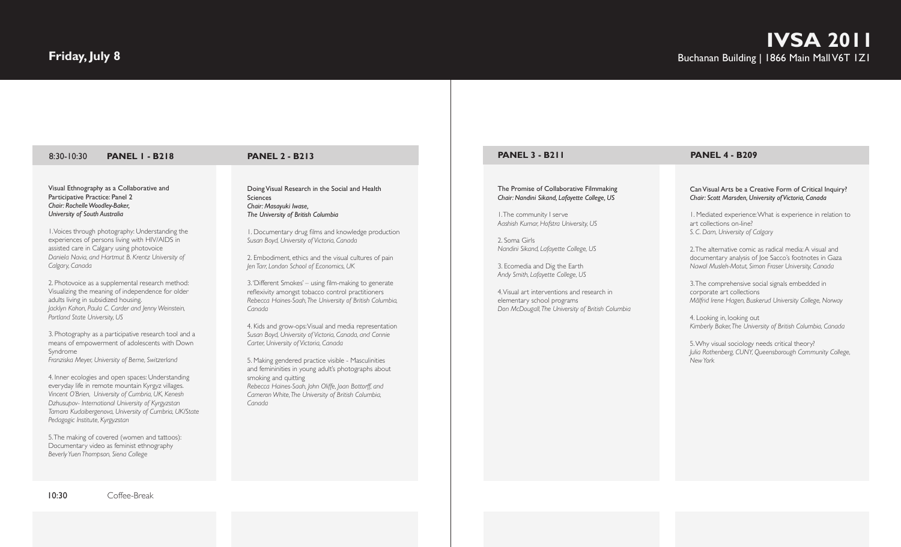## Friday, July 8

# IVSA 2011

Buchanan Building | 1866 Main Mall V6T 1Z1

### 8:30-10:30 PANEL 1 - B218

Visual Ethnography as a Collaborative and Participative Practice: Panel 2
*Chair: Rochelle Woodley-Baker, University of South Australia*

1. Voices through photography: Understanding the experiences of persons living with HIV/AIDS in assisted care in Calgary using photovoice
*Daniela Navia, and Hartmut B. Krentz University of Calgary, Canada*

2. Photovoice as a supplemental research method: Visualizing the meaning of independence for older adults living in subsidized housing.
*Jacklyn Kohon, Paula C. Carder and Jenny Weinstein, Portland State University, US*

3. Photography as a participative research tool and a means of empowerment of adolescents with Down Syndrome
*Franziska Meyer, University of Berne, Switzerland*

4. Inner ecologies and open spaces: Understanding everyday life in remote mountain Kyrgyz villages.
*Vincent O'Brien, University of Cumbria, UK, Kenesh Dzhusupov- International University of Kyrgyzstan Tamara Kudaibergenova, University of Cumbria, UK/State Pedagogic Institute, Kyrgyzstan*

5. The making of covered (women and tattoos): Documentary video as feminist ethnography
*Beverly Yuen Thompson, Siena College*

### PANEL 2 - B213

Doing Visual Research in the Social and Health Sciences
*Chair: Masayuki Iwase, The University of British Columbia*

1. Documentary drug films and knowledge production
*Susan Boyd, University of Victoria, Canada*

2. Embodiment, ethics and the visual cultures of pain
*Jen Tarr, London School of Economics, UK*

3. 'Different Smokes' – using film-making to generate reflexivity amongst tobacco control practitioners
*Rebecca Haines-Saah, The University of British Columbia, Canada*

4. Kids and grow-ops: Visual and media representation
*Susan Boyd, University of Victoria, Canada, and Connie Carter, University of Victoria, Canada*

5. Making gendered practice visible - Masculinities and femininities in young adult's photographs about smoking and quitting
*Rebecca Haines-Saah, John Oliffe, Joan Bottorff, and Cameron White, The University of British Columbia, Canada*

### PANEL 3 - B211

The Promise of Collaborative Filmmaking
*Chair: Nandini Sikand, Lafayette College, US*

1. The community I serve
*Aashish Kumar, Hofstra University, US*

2. Soma Girls
*Nandini Sikand, Lafayette College, US*

3. Ecomedia and Dig the Earth
*Andy Smith, Lafayette College, US*

4. Visual art interventions and research in elementary school programs
*Don McDougall, The University of British Columbia*

### PANEL 4 - B209

Can Visual Arts be a Creative Form of Critical Inquiry?
*Chair: Scott Marsden, University of Victoria, Canada*

1. Mediated experience: What is experience in relation to art collections on-line?
*S. C. Dam, University of Calgary*

2. The alternative comic as radical media: A visual and documentary analysis of Joe Sacco's footnotes in Gaza
*Nawal Musleh-Motut, Simon Fraser University, Canada*

3. The comprehensive social signals embedded in corporate art collections
*Målfrid Irene Hagen, Buskerud University College, Norway*

4. Looking in, looking out
*Kimberly Baker, The University of British Columbia, Canada*

5. Why visual sociology needs critical theory?
*Julia Rothenberg, CUNY, Queensborough Community College, New York*

10:30 Coffee-Break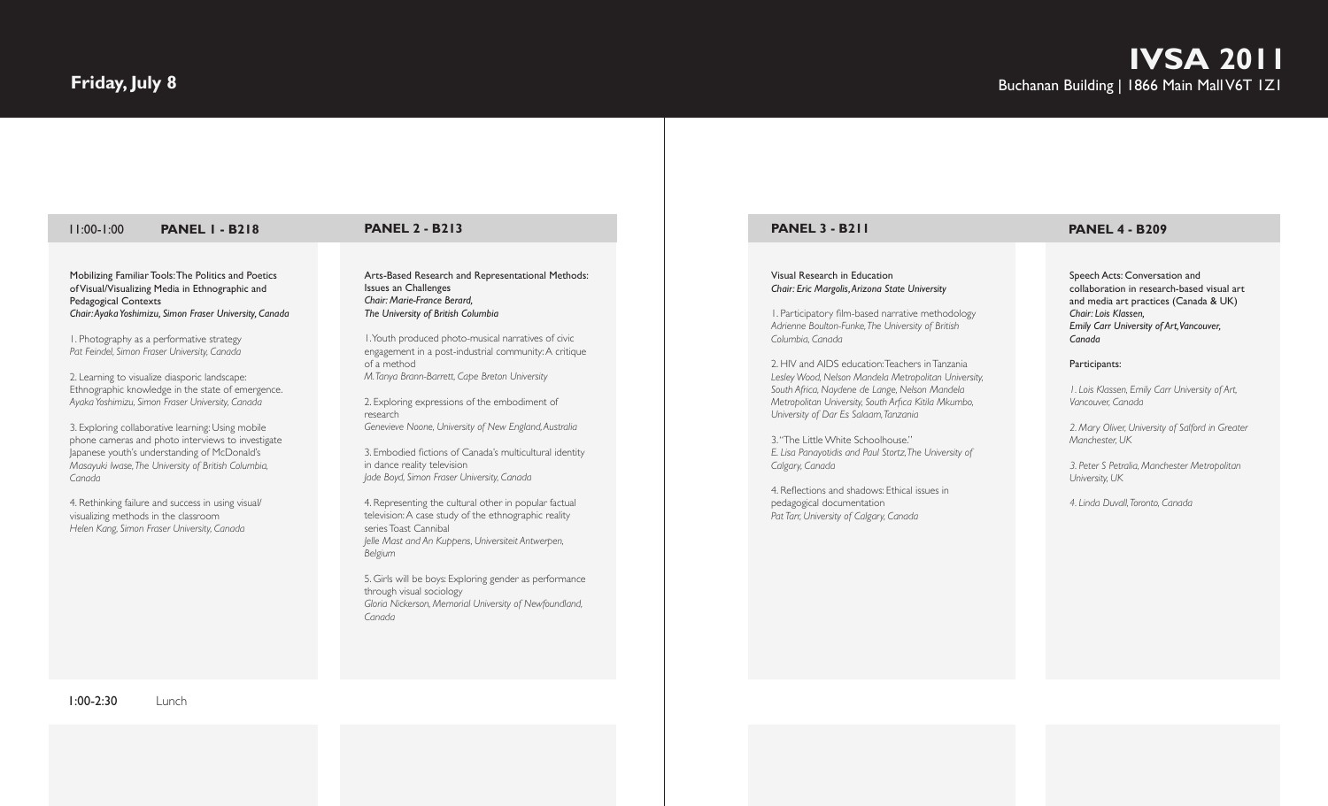## Friday, July 8

**IVSA 2011**
Buchanan Building | 1866 Main Mall V6T 1Z1

### 11:00-1:00

### PANEL 1 - B218

Mobilizing Familiar Tools: The Politics and Poetics of Visual/Visualizing Media in Ethnographic and Pedagogical Contexts
*Chair: Ayaka Yoshimizu, Simon Fraser University, Canada*

1. Photography as a performative strategy
*Pat Feindel, Simon Fraser University, Canada*

2. Learning to visualize diasporic landscape: Ethnographic knowledge in the state of emergence.
*Ayaka Yoshimizu, Simon Fraser University, Canada*

3. Exploring collaborative learning: Using mobile phone cameras and photo interviews to investigate Japanese youth's understanding of McDonald's
*Masayuki Iwase, The University of British Columbia, Canada*

4. Rethinking failure and success in using visual/visualizing methods in the classroom
*Helen Kang, Simon Fraser University, Canada*

### PANEL 2 - B213

Arts-Based Research and Representational Methods: Issues an Challenges
*Chair: Marie-France Berard, The University of British Columbia*

1. Youth produced photo-musical narratives of civic engagement in a post-industrial community: A critique of a method
*M. Tanya Brann-Barrett, Cape Breton University*

2. Exploring expressions of the embodiment of research
*Genevieve Noone, University of New England, Australia*

3. Embodied fictions of Canada's multicultural identity in dance reality television
*Jade Boyd, Simon Fraser University, Canada*

4. Representing the cultural other in popular factual television: A case study of the ethnographic reality series Toast Cannibal
*Jelle Mast and An Kuppens, Universiteit Antwerpen, Belgium*

5. Girls will be boys: Exploring gender as performance through visual sociology
*Gloria Nickerson, Memorial University of Newfoundland, Canada*

### PANEL 3 - B211

Visual Research in Education
*Chair: Eric Margolis, Arizona State University*

1. Participatory film-based narrative methodology
*Adrienne Boulton-Funke, The University of British Columbia, Canada*

2. HIV and AIDS education: Teachers in Tanzania
*Lesley Wood, Nelson Mandela Metropolitan University, South Africa, Naydene de Lange, Nelson Mandela Metropolitan University, South Arfica Kitila Mkumbo, University of Dar Es Salaam, Tanzania*

3. "The Little White Schoolhouse."
*E. Lisa Panayotidis and Paul Stortz, The University of Calgary, Canada*

4. Reflections and shadows: Ethical issues in pedagogical documentation
*Pat Tarr, University of Calgary, Canada*

### PANEL 4 - B209

Speech Acts: Conversation and collaboration in research-based visual art and media art practices (Canada & UK)
*Chair: Lois Klassen, Emily Carr University of Art, Vancouver, Canada*

Participants:

*1. Lois Klassen, Emily Carr University of Art, Vancouver, Canada*

*2. Mary Oliver, University of Salford in Greater Manchester, UK*

*3. Peter S Petralia, Manchester Metropolitan University, UK*

*4. Linda Duvall, Toronto, Canada*

**1:00-2:30** Lunch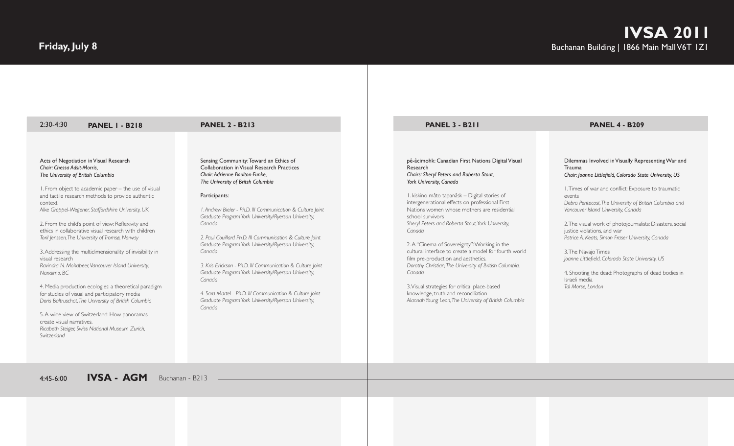## Friday, July 8

**IVSA 2011**
Buchanan Building | 1866 Main Mall V6T 1Z1

### 2:30-4:30

### PANEL 1 - B218

Acts of Negotiation in Visual Research
*Chair: Chessa Adsit-Morris,*
*The University of British Columbia*

1. From object to academic paper – the use of visual and tactile research methods to provide authentic context
*Alke Gröppel-Wegener, Staffordshire University, UK*

2. From the child's point of view: Reflexivity and ethics in collaborative visual research with children
*Toril Jenssen, The University of Tromsø, Norway*

3. Addressing the multidimensionality of invisibility in visual research
*Ravindra N. Mohabeer, Vancouver Island University, Nanaimo, BC*

4. Media production ecologies: a theoretical paradigm for studies of visual and participatory media
*Doris Baltruschat, The University of British Columbia*

5. A wide view of Switzerland: How panoramas create visual narratives.
*Ricabeth Steiger, Swiss National Museum Zurich, Switzerland*

### PANEL 2 - B213

Sensing Community: Toward an Ethics of Collaboration in Visual Research Practices
*Chair: Adrienne Boulton-Funke,*
*The University of Britsh Columbia*

Participants:

*1. Andrew Bieler - Ph.D. III Communication & Culture Joint Graduate Program York University/Ryerson University, Canada*

*2. Paul Couillard Ph.D. III Communication & Culture Joint Graduate Program York University/Ryerson University, Canada*

*3. Kris Erickson - Ph.D. III Communication & Culture Joint Graduate Program York University/Ryerson University, Canada*

*4. Sara Martel - Ph.D. III Communication & Culture Joint Graduate Program York University/Ryerson University, Canada*

### PANEL 3 - B211

pê-âcimohk: Canadian First Nations Digital Visual Research
*Chairs: Sheryl Peters and Roberta Stout,*
*York University, Canada*

1. kiskino mâto tapanâsk – Digital stories of intergenerational effects on professional First Nations women whose mothers are residential school survivors
*Sheryl Peters and Roberta Stout, York University, Canada*

2. A "Cinema of Sovereignty": Working in the cultural interface to create a model for fourth world film pre-production and aesthetics.
*Dorothy Christian, The University of British Columbia, Canada*

3. Visual strategies for critical place-based knowledge, truth and reconciliation
*Alannah Young Leon, The University of British Columbia*

### PANEL 4 - B209

Dilemmas Involved in Visually Representing War and Trauma
*Chair: Joanne Littlefield, Colorado State University, US*

1. Times of war and conflict: Exposure to traumatic events
*Debra Pentecost, The University of British Columbia and Vancouver Island University, Canada*

2. The visual work of photojournalists: Disasters, social justice violations, and war
*Patrice A. Keats, Simon Fraser University, Canada*

3. The Navajo Times
*Joanne Littlefield, Colorado State University, US*

4. Shooting the dead: Photographs of dead bodies in Israeli media
*Tal Morse, London*

### 4:45-6:00 **IVSA - AGM** Buchanan - B213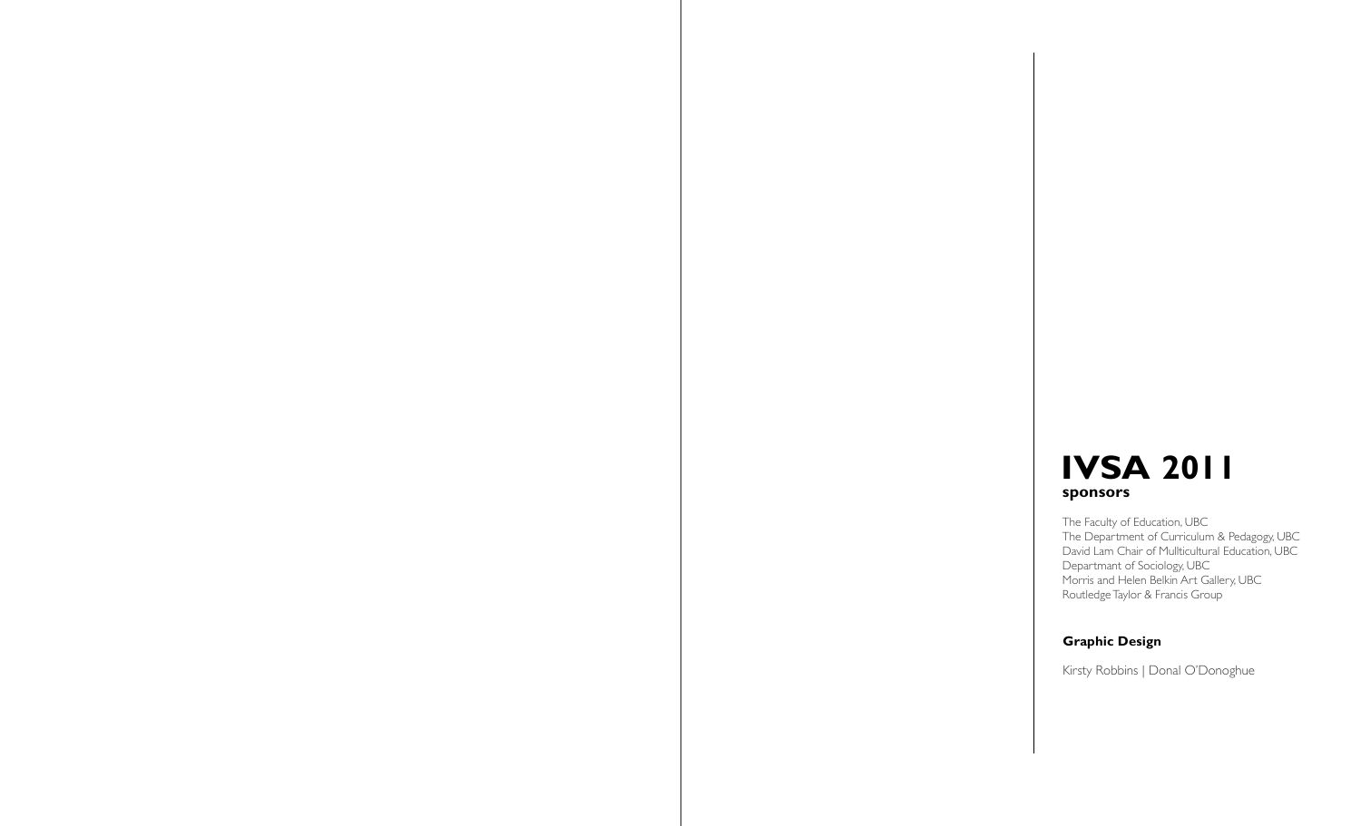# IVSA 2011

**sponsors**

The Faculty of Education, UBC
The Department of Curriculum & Pedagogy, UBC
David Lam Chair of Mullticultural Education, UBC
Departmant of Sociology, UBC
Morris and Helen Belkin Art Gallery, UBC
Routledge Taylor & Francis Group

**Graphic Design**

Kirsty Robbins | Donal O'Donoghue